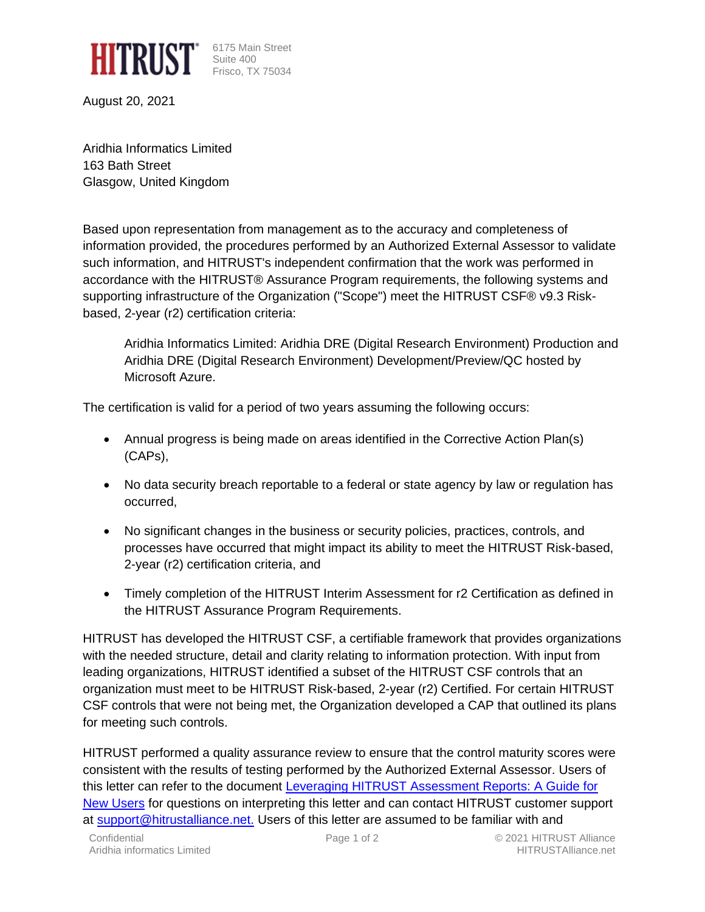HITRUST

6175 Main Street
Suite 400
Frisco, TX 75034

August 20, 2021

Aridhia Informatics Limited
163 Bath Street
Glasgow, United Kingdom

Based upon representation from management as to the accuracy and completeness of information provided, the procedures performed by an Authorized External Assessor to validate such information, and HITRUST's independent confirmation that the work was performed in accordance with the HITRUST® Assurance Program requirements, the following systems and supporting infrastructure of the Organization ("Scope") meet the HITRUST CSF® v9.3 Risk-based, 2-year (r2) certification criteria:

> Aridhia Informatics Limited: Aridhia DRE (Digital Research Environment) Production and Aridhia DRE (Digital Research Environment) Development/Preview/QC hosted by Microsoft Azure.

The certification is valid for a period of two years assuming the following occurs:

- Annual progress is being made on areas identified in the Corrective Action Plan(s) (CAPs),
- No data security breach reportable to a federal or state agency by law or regulation has occurred,
- No significant changes in the business or security policies, practices, controls, and processes have occurred that might impact its ability to meet the HITRUST Risk-based, 2-year (r2) certification criteria, and
- Timely completion of the HITRUST Interim Assessment for r2 Certification as defined in the HITRUST Assurance Program Requirements.

HITRUST has developed the HITRUST CSF, a certifiable framework that provides organizations with the needed structure, detail and clarity relating to information protection. With input from leading organizations, HITRUST identified a subset of the HITRUST CSF controls that an organization must meet to be HITRUST Risk-based, 2-year (r2) Certified. For certain HITRUST CSF controls that were not being met, the Organization developed a CAP that outlined its plans for meeting such controls.

HITRUST performed a quality assurance review to ensure that the control maturity scores were consistent with the results of testing performed by the Authorized External Assessor. Users of this letter can refer to the document [Leveraging HITRUST Assessment Reports: A Guide for New Users]() for questions on interpreting this letter and can contact HITRUST customer support at [support@hitrustalliance.net.]() Users of this letter are assumed to be familiar with and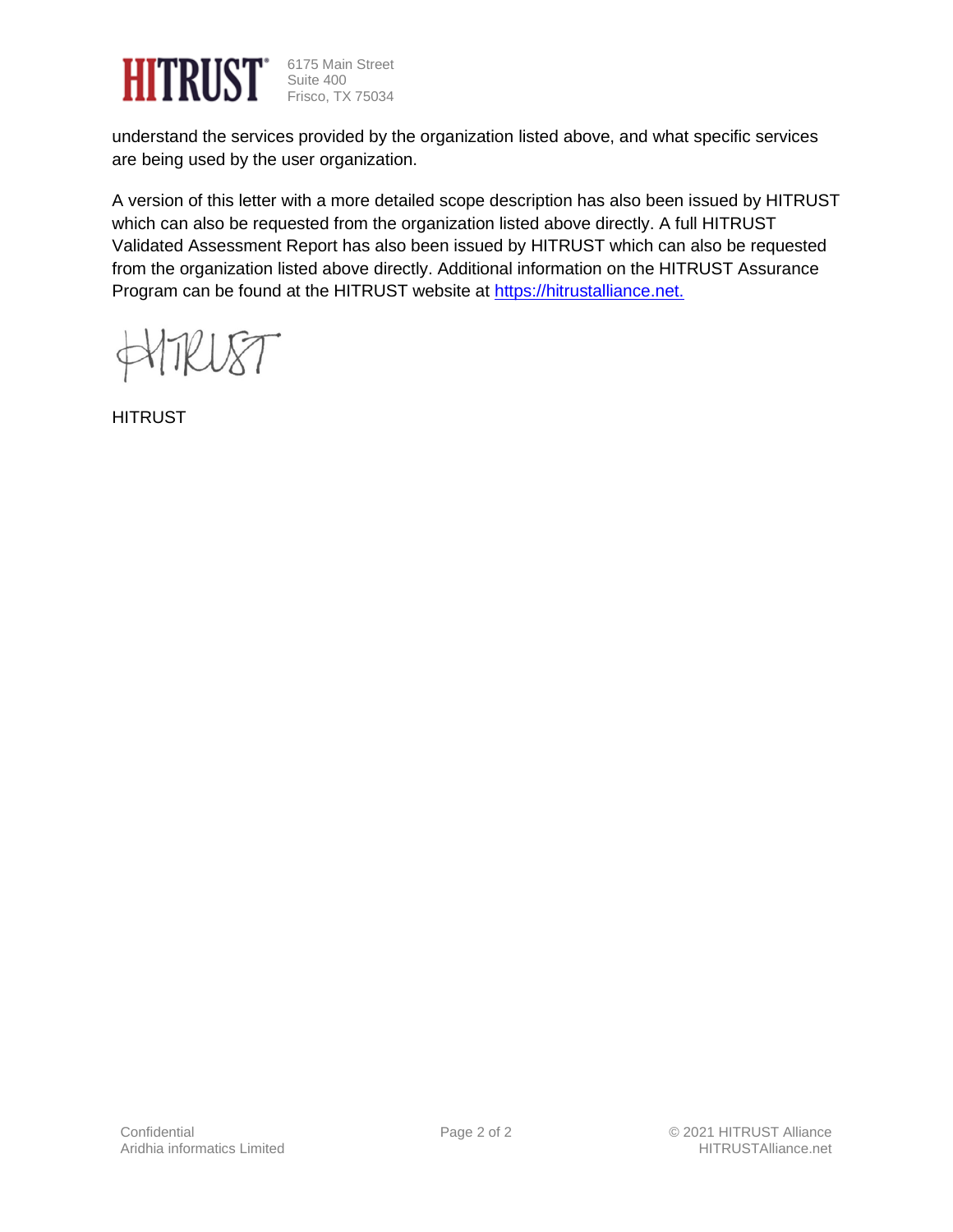understand the services provided by the organization listed above, and what specific services are being used by the user organization.

A version of this letter with a more detailed scope description has also been issued by HITRUST which can also be requested from the organization listed above directly. A full HITRUST Validated Assessment Report has also been issued by HITRUST which can also be requested from the organization listed above directly. Additional information on the HITRUST Assurance Program can be found at the HITRUST website at [https://hitrustalliance.net.](https://hitrustalliance.net)

HITRUST